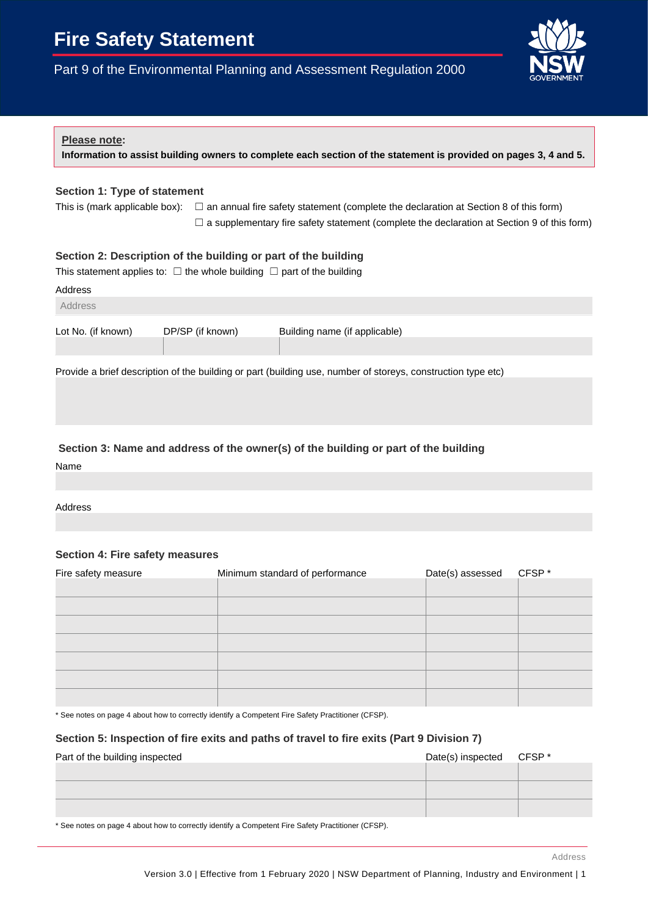# Fire Safety Statement

Part 9 of the Environmental Planning and Assessment Regulation 2000

**Please note:**
**Information to assist building owners to complete each section of the statement is provided on pages 3, 4 and 5.**

### Section 1: Type of statement

This is (mark applicable box): ☐ an annual fire safety statement (complete the declaration at Section 8 of this form)
☐ a supplementary fire safety statement (complete the declaration at Section 9 of this form)

### Section 2: Description of the building or part of the building

This statement applies to: ☐ the whole building ☐ part of the building

Address

Address

| Lot No. (if known) | DP/SP (if known) | Building name (if applicable) |
|---|---|---|
| | | |

Provide a brief description of the building or part (building use, number of storeys, construction type etc)

### Section 3: Name and address of the owner(s) of the building or part of the building

Name

Address

### Section 4: Fire safety measures

| Fire safety measure | Minimum standard of performance | Date(s) assessed | CFSP * |
|---|---|---|---|
| | | | |
| | | | |
| | | | |
| | | | |
| | | | |
| | | | |
| | | | |

* See notes on page 4 about how to correctly identify a Competent Fire Safety Practitioner (CFSP).

### Section 5: Inspection of fire exits and paths of travel to fire exits (Part 9 Division 7)

| Part of the building inspected | Date(s) inspected | CFSP * |
|---|---|---|
| | | |
| | | |
| | | |

* See notes on page 4 about how to correctly identify a Competent Fire Safety Practitioner (CFSP).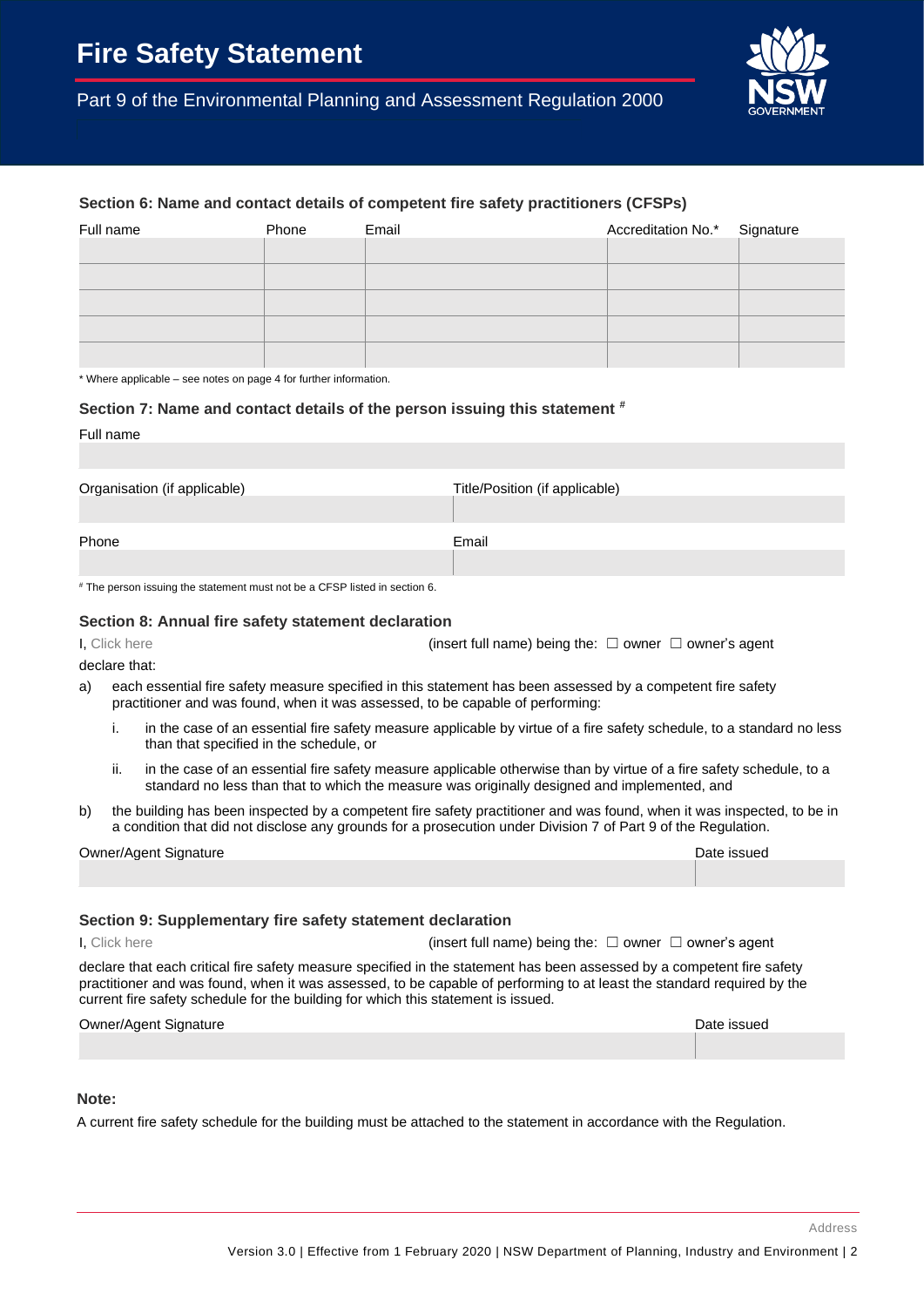# Fire Safety Statement

Part 9 of the Environmental Planning and Assessment Regulation 2000

### Section 6: Name and contact details of competent fire safety practitioners (CFSPs)

| Full name | Phone | Email | Accreditation No.* | Signature |
| --- | --- | --- | --- | --- |
| | | | | |
| | | | | |
| | | | | |
| | | | | |
| | | | | |

* Where applicable – see notes on page 4 for further information.

### Section 7: Name and contact details of the person issuing this statement #

Full name

Organisation (if applicable)

Title/Position (if applicable)

Phone

Email

# The person issuing the statement must not be a CFSP listed in section 6.

### Section 8: Annual fire safety statement declaration

I, Click here (insert full name) being the: ☐ owner ☐ owner's agent

declare that:

a) each essential fire safety measure specified in this statement has been assessed by a competent fire safety practitioner and was found, when it was assessed, to be capable of performing:

   i. in the case of an essential fire safety measure applicable by virtue of a fire safety schedule, to a standard no less than that specified in the schedule, or

   ii. in the case of an essential fire safety measure applicable otherwise than by virtue of a fire safety schedule, to a standard no less than that to which the measure was originally designed and implemented, and

b) the building has been inspected by a competent fire safety practitioner and was found, when it was inspected, to be in a condition that did not disclose any grounds for a prosecution under Division 7 of Part 9 of the Regulation.

| Owner/Agent Signature | Date issued |
| --- | --- |
| | |

### Section 9: Supplementary fire safety statement declaration

I, Click here (insert full name) being the: ☐ owner ☐ owner's agent

declare that each critical fire safety measure specified in the statement has been assessed by a competent fire safety practitioner and was found, when it was assessed, to be capable of performing to at least the standard required by the current fire safety schedule for the building for which this statement is issued.

| Owner/Agent Signature | Date issued |
| --- | --- |
| | |

**Note:**

A current fire safety schedule for the building must be attached to the statement in accordance with the Regulation.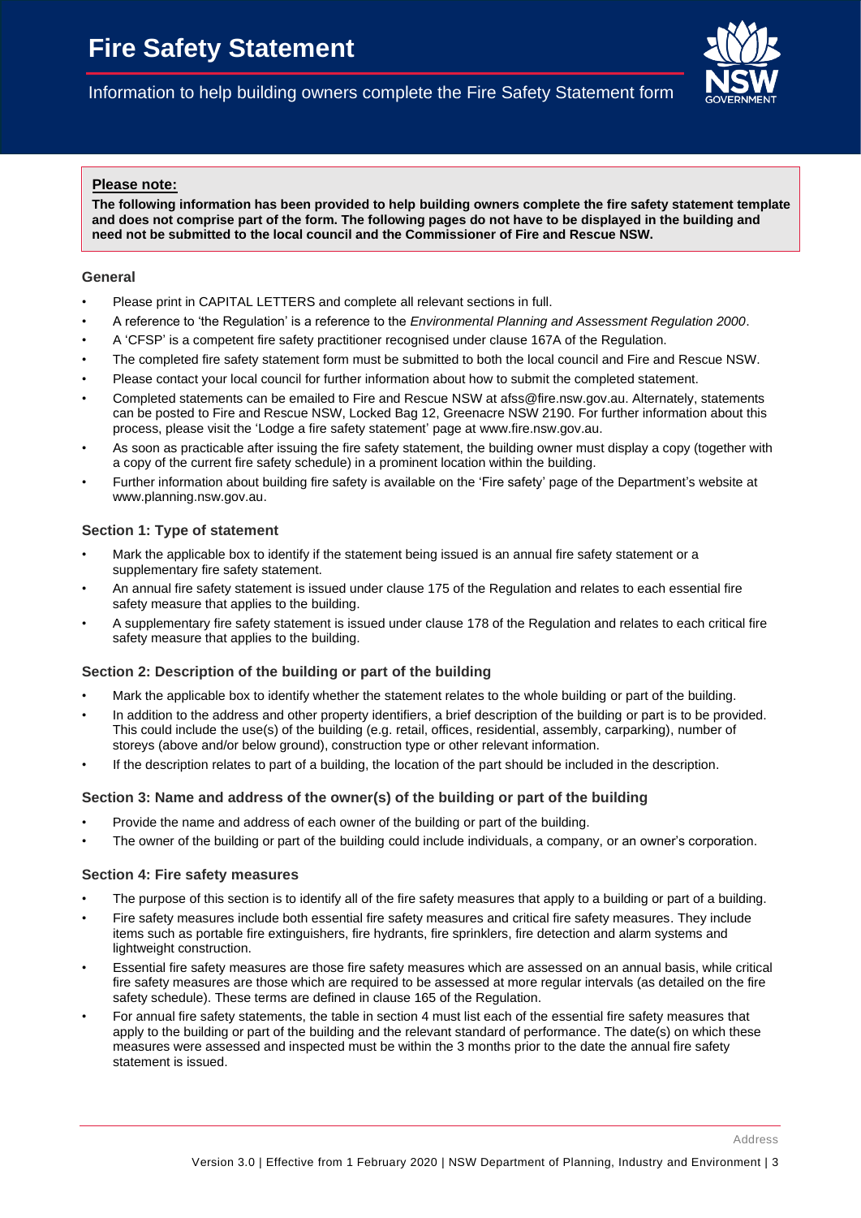# Fire Safety Statement

Information to help building owners complete the Fire Safety Statement form

**Please note:**

**The following information has been provided to help building owners complete the fire safety statement template and does not comprise part of the form. The following pages do not have to be displayed in the building and need not be submitted to the local council and the Commissioner of Fire and Rescue NSW.**

### General

- Please print in CAPITAL LETTERS and complete all relevant sections in full.
- A reference to 'the Regulation' is a reference to the *Environmental Planning and Assessment Regulation 2000*.
- A 'CFSP' is a competent fire safety practitioner recognised under clause 167A of the Regulation.
- The completed fire safety statement form must be submitted to both the local council and Fire and Rescue NSW.
- Please contact your local council for further information about how to submit the completed statement.
- Completed statements can be emailed to Fire and Rescue NSW at afss@fire.nsw.gov.au. Alternately, statements can be posted to Fire and Rescue NSW, Locked Bag 12, Greenacre NSW 2190. For further information about this process, please visit the 'Lodge a fire safety statement' page at www.fire.nsw.gov.au.
- As soon as practicable after issuing the fire safety statement, the building owner must display a copy (together with a copy of the current fire safety schedule) in a prominent location within the building.
- Further information about building fire safety is available on the 'Fire safety' page of the Department's website at www.planning.nsw.gov.au.

### Section 1: Type of statement

- Mark the applicable box to identify if the statement being issued is an annual fire safety statement or a supplementary fire safety statement.
- An annual fire safety statement is issued under clause 175 of the Regulation and relates to each essential fire safety measure that applies to the building.
- A supplementary fire safety statement is issued under clause 178 of the Regulation and relates to each critical fire safety measure that applies to the building.

### Section 2: Description of the building or part of the building

- Mark the applicable box to identify whether the statement relates to the whole building or part of the building.
- In addition to the address and other property identifiers, a brief description of the building or part is to be provided. This could include the use(s) of the building (e.g. retail, offices, residential, assembly, carparking), number of storeys (above and/or below ground), construction type or other relevant information.
- If the description relates to part of a building, the location of the part should be included in the description.

### Section 3: Name and address of the owner(s) of the building or part of the building

- Provide the name and address of each owner of the building or part of the building.
- The owner of the building or part of the building could include individuals, a company, or an owner's corporation.

### Section 4: Fire safety measures

- The purpose of this section is to identify all of the fire safety measures that apply to a building or part of a building.
- Fire safety measures include both essential fire safety measures and critical fire safety measures. They include items such as portable fire extinguishers, fire hydrants, fire sprinklers, fire detection and alarm systems and lightweight construction.
- Essential fire safety measures are those fire safety measures which are assessed on an annual basis, while critical fire safety measures are those which are required to be assessed at more regular intervals (as detailed on the fire safety schedule). These terms are defined in clause 165 of the Regulation.
- For annual fire safety statements, the table in section 4 must list each of the essential fire safety measures that apply to the building or part of the building and the relevant standard of performance. The date(s) on which these measures were assessed and inspected must be within the 3 months prior to the date the annual fire safety statement is issued.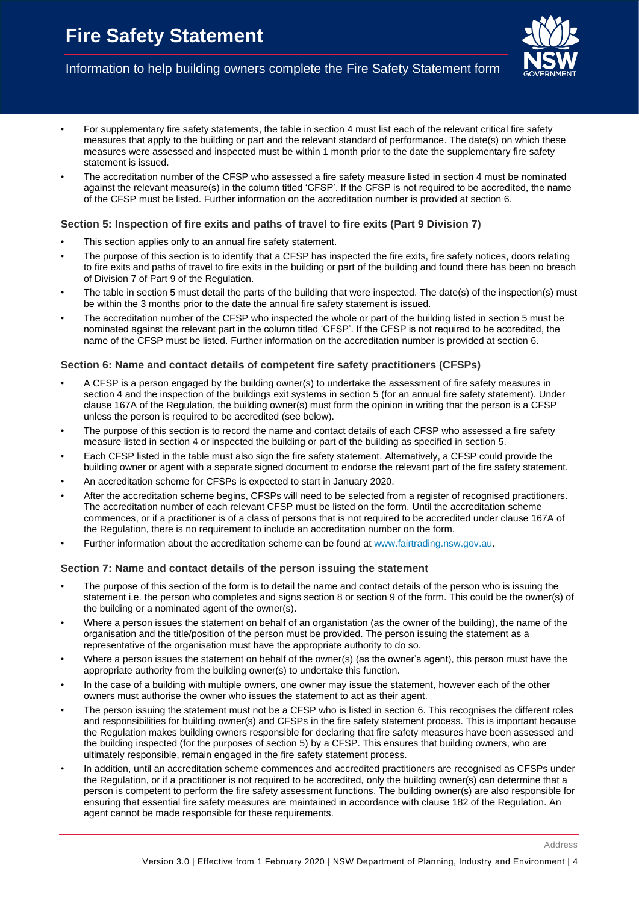- For supplementary fire safety statements, the table in section 4 must list each of the relevant critical fire safety measures that apply to the building or part and the relevant standard of performance. The date(s) on which these measures were assessed and inspected must be within 1 month prior to the date the supplementary fire safety statement is issued.
- The accreditation number of the CFSP who assessed a fire safety measure listed in section 4 must be nominated against the relevant measure(s) in the column titled 'CFSP'. If the CFSP is not required to be accredited, the name of the CFSP must be listed. Further information on the accreditation number is provided at section 6.

### Section 5: Inspection of fire exits and paths of travel to fire exits (Part 9 Division 7)

- This section applies only to an annual fire safety statement.
- The purpose of this section is to identify that a CFSP has inspected the fire exits, fire safety notices, doors relating to fire exits and paths of travel to fire exits in the building or part of the building and found there has been no breach of Division 7 of Part 9 of the Regulation.
- The table in section 5 must detail the parts of the building that were inspected. The date(s) of the inspection(s) must be within the 3 months prior to the date the annual fire safety statement is issued.
- The accreditation number of the CFSP who inspected the whole or part of the building listed in section 5 must be nominated against the relevant part in the column titled 'CFSP'. If the CFSP is not required to be accredited, the name of the CFSP must be listed. Further information on the accreditation number is provided at section 6.

### Section 6: Name and contact details of competent fire safety practitioners (CFSPs)

- A CFSP is a person engaged by the building owner(s) to undertake the assessment of fire safety measures in section 4 and the inspection of the buildings exit systems in section 5 (for an annual fire safety statement). Under clause 167A of the Regulation, the building owner(s) must form the opinion in writing that the person is a CFSP unless the person is required to be accredited (see below).
- The purpose of this section is to record the name and contact details of each CFSP who assessed a fire safety measure listed in section 4 or inspected the building or part of the building as specified in section 5.
- Each CFSP listed in the table must also sign the fire safety statement. Alternatively, a CFSP could provide the building owner or agent with a separate signed document to endorse the relevant part of the fire safety statement.
- An accreditation scheme for CFSPs is expected to start in January 2020.
- After the accreditation scheme begins, CFSPs will need to be selected from a register of recognised practitioners. The accreditation number of each relevant CFSP must be listed on the form. Until the accreditation scheme commences, or if a practitioner is of a class of persons that is not required to be accredited under clause 167A of the Regulation, there is no requirement to include an accreditation number on the form.
- Further information about the accreditation scheme can be found at www.fairtrading.nsw.gov.au.

### Section 7: Name and contact details of the person issuing the statement

- The purpose of this section of the form is to detail the name and contact details of the person who is issuing the statement i.e. the person who completes and signs section 8 or section 9 of the form. This could be the owner(s) of the building or a nominated agent of the owner(s).
- Where a person issues the statement on behalf of an organistation (as the owner of the building), the name of the organisation and the title/position of the person must be provided. The person issuing the statement as a representative of the organisation must have the appropriate authority to do so.
- Where a person issues the statement on behalf of the owner(s) (as the owner's agent), this person must have the appropriate authority from the building owner(s) to undertake this function.
- In the case of a building with multiple owners, one owner may issue the statement, however each of the other owners must authorise the owner who issues the statement to act as their agent.
- The person issuing the statement must not be a CFSP who is listed in section 6. This recognises the different roles and responsibilities for building owner(s) and CFSPs in the fire safety statement process. This is important because the Regulation makes building owners responsible for declaring that fire safety measures have been assessed and the building inspected (for the purposes of section 5) by a CFSP. This ensures that building owners, who are ultimately responsible, remain engaged in the fire safety statement process.
- In addition, until an accreditation scheme commences and accredited practitioners are recognised as CFSPs under the Regulation, or if a practitioner is not required to be accredited, only the building owner(s) can determine that a person is competent to perform the fire safety assessment functions. The building owner(s) are also responsible for ensuring that essential fire safety measures are maintained in accordance with clause 182 of the Regulation. An agent cannot be made responsible for these requirements.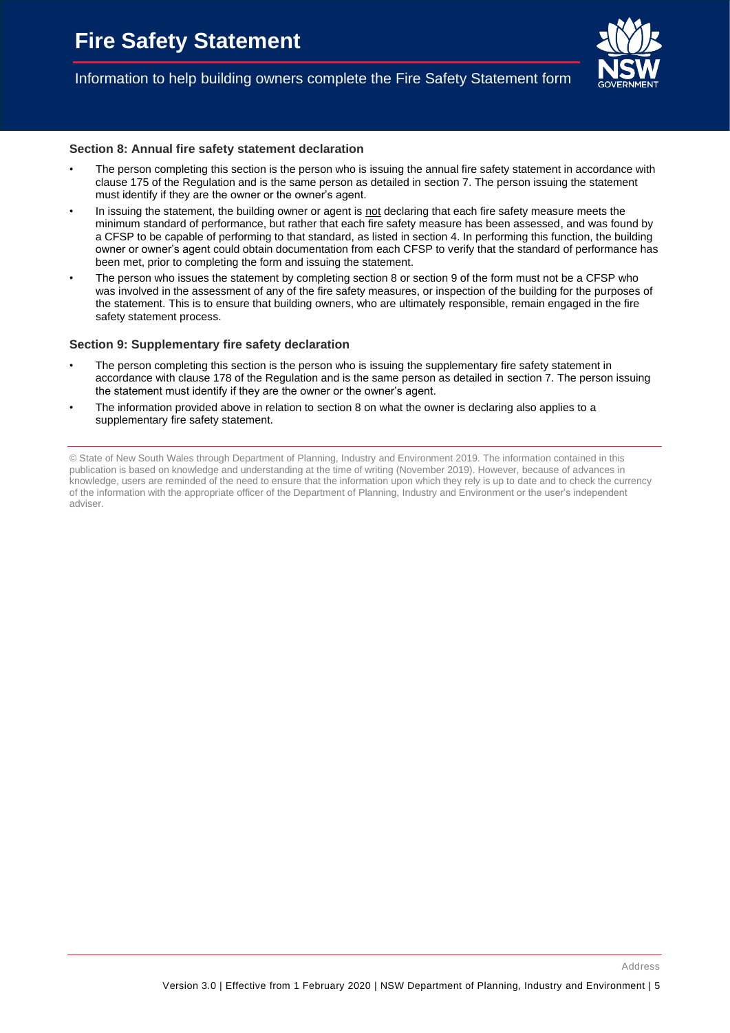### Section 8: Annual fire safety statement declaration

- The person completing this section is the person who is issuing the annual fire safety statement in accordance with clause 175 of the Regulation and is the same person as detailed in section 7. The person issuing the statement must identify if they are the owner or the owner's agent.
- In issuing the statement, the building owner or agent is <u>not</u> declaring that each fire safety measure meets the minimum standard of performance, but rather that each fire safety measure has been assessed, and was found by a CFSP to be capable of performing to that standard, as listed in section 4. In performing this function, the building owner or owner's agent could obtain documentation from each CFSP to verify that the standard of performance has been met, prior to completing the form and issuing the statement.
- The person who issues the statement by completing section 8 or section 9 of the form must not be a CFSP who was involved in the assessment of any of the fire safety measures, or inspection of the building for the purposes of the statement. This is to ensure that building owners, who are ultimately responsible, remain engaged in the fire safety statement process.

### Section 9: Supplementary fire safety declaration

- The person completing this section is the person who is issuing the supplementary fire safety statement in accordance with clause 178 of the Regulation and is the same person as detailed in section 7. The person issuing the statement must identify if they are the owner or the owner's agent.
- The information provided above in relation to section 8 on what the owner is declaring also applies to a supplementary fire safety statement.

© State of New South Wales through Department of Planning, Industry and Environment 2019. The information contained in this publication is based on knowledge and understanding at the time of writing (November 2019). However, because of advances in knowledge, users are reminded of the need to ensure that the information upon which they rely is up to date and to check the currency of the information with the appropriate officer of the Department of Planning, Industry and Environment or the user's independent adviser.